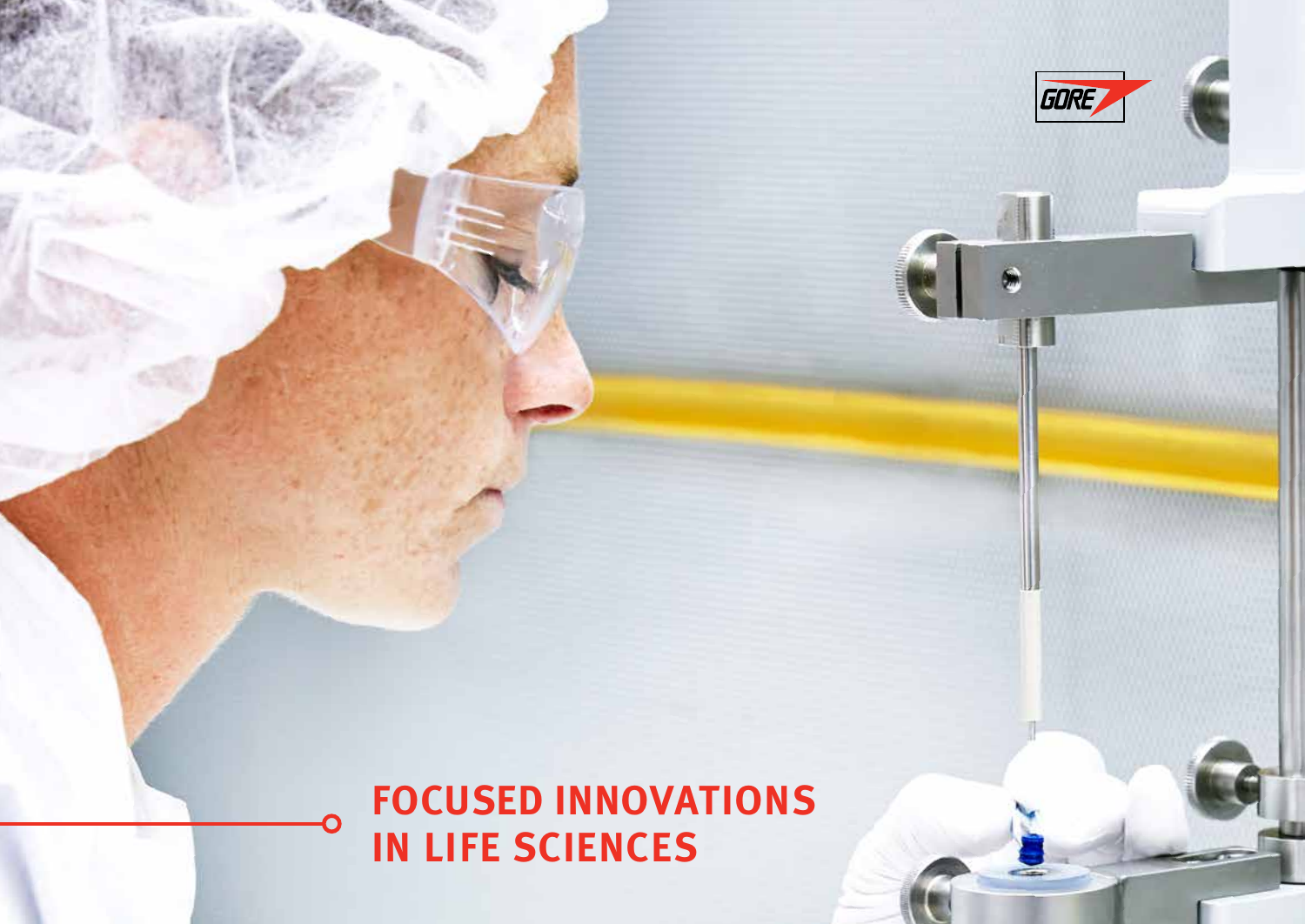GORE

# FOCUSED INNOVATIONS IN LIFE SCIENCES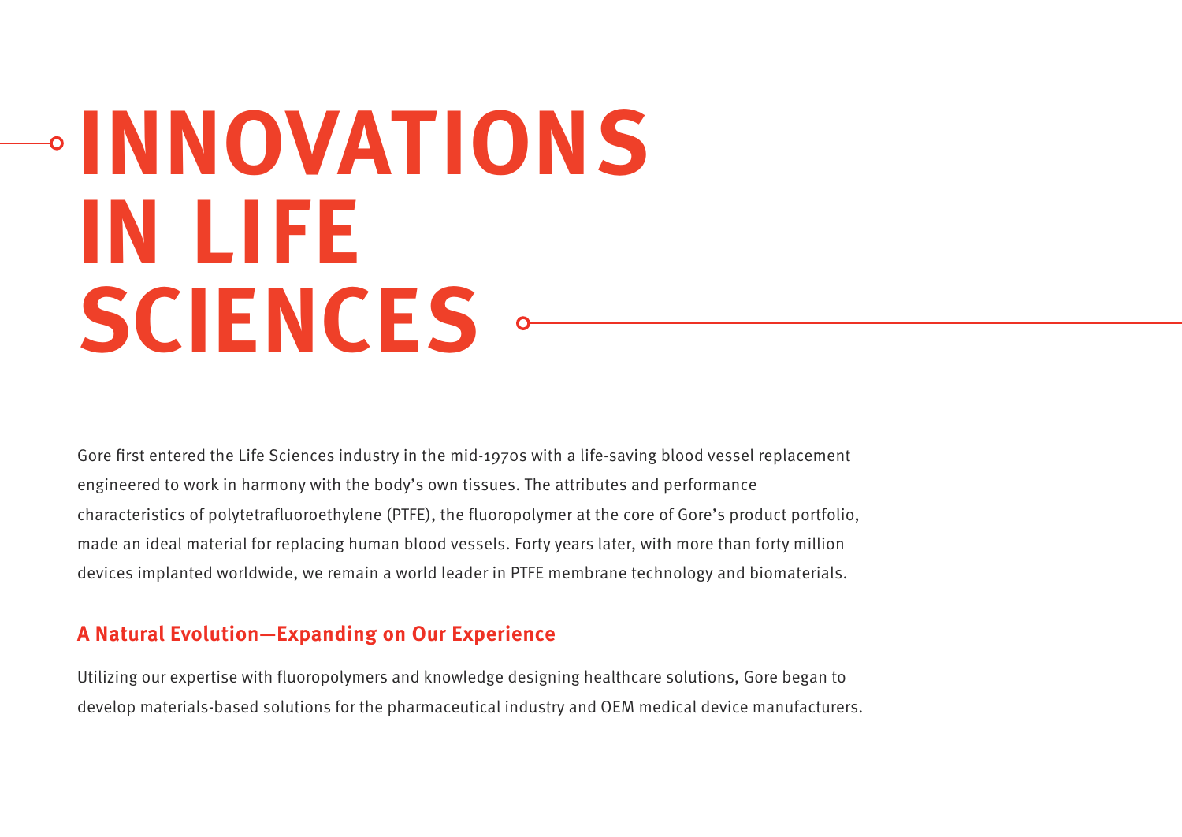# INNOVATIONS IN LIFE SCIENCES

Gore first entered the Life Sciences industry in the mid-1970s with a life-saving blood vessel replacement engineered to work in harmony with the body's own tissues. The attributes and performance characteristics of polytetrafluoroethylene (PTFE), the fluoropolymer at the core of Gore's product portfolio, made an ideal material for replacing human blood vessels. Forty years later, with more than forty million devices implanted worldwide, we remain a world leader in PTFE membrane technology and biomaterials.

## A Natural Evolution—Expanding on Our Experience

Utilizing our expertise with fluoropolymers and knowledge designing healthcare solutions, Gore began to develop materials-based solutions for the pharmaceutical industry and OEM medical device manufacturers.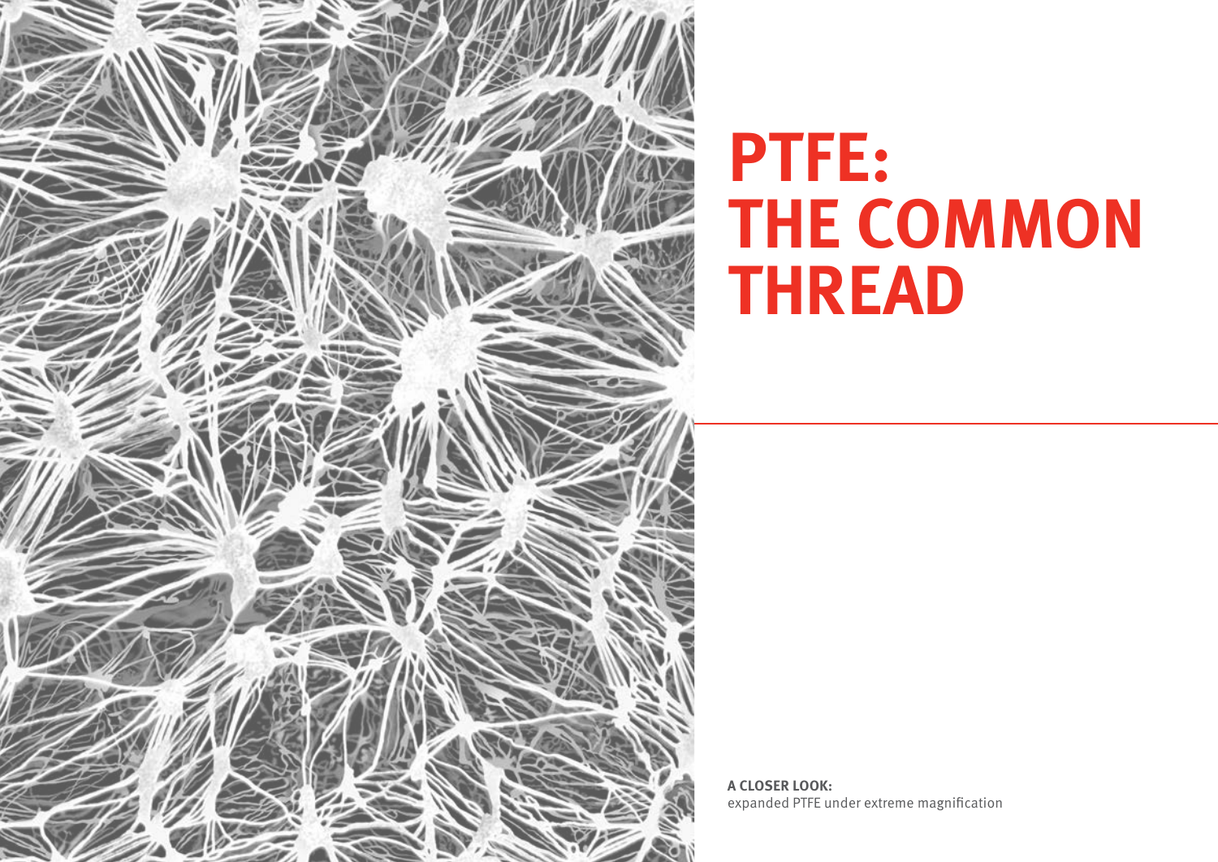# PTFE: THE COMMON THREAD

**A CLOSER LOOK:**
expanded PTFE under extreme magnification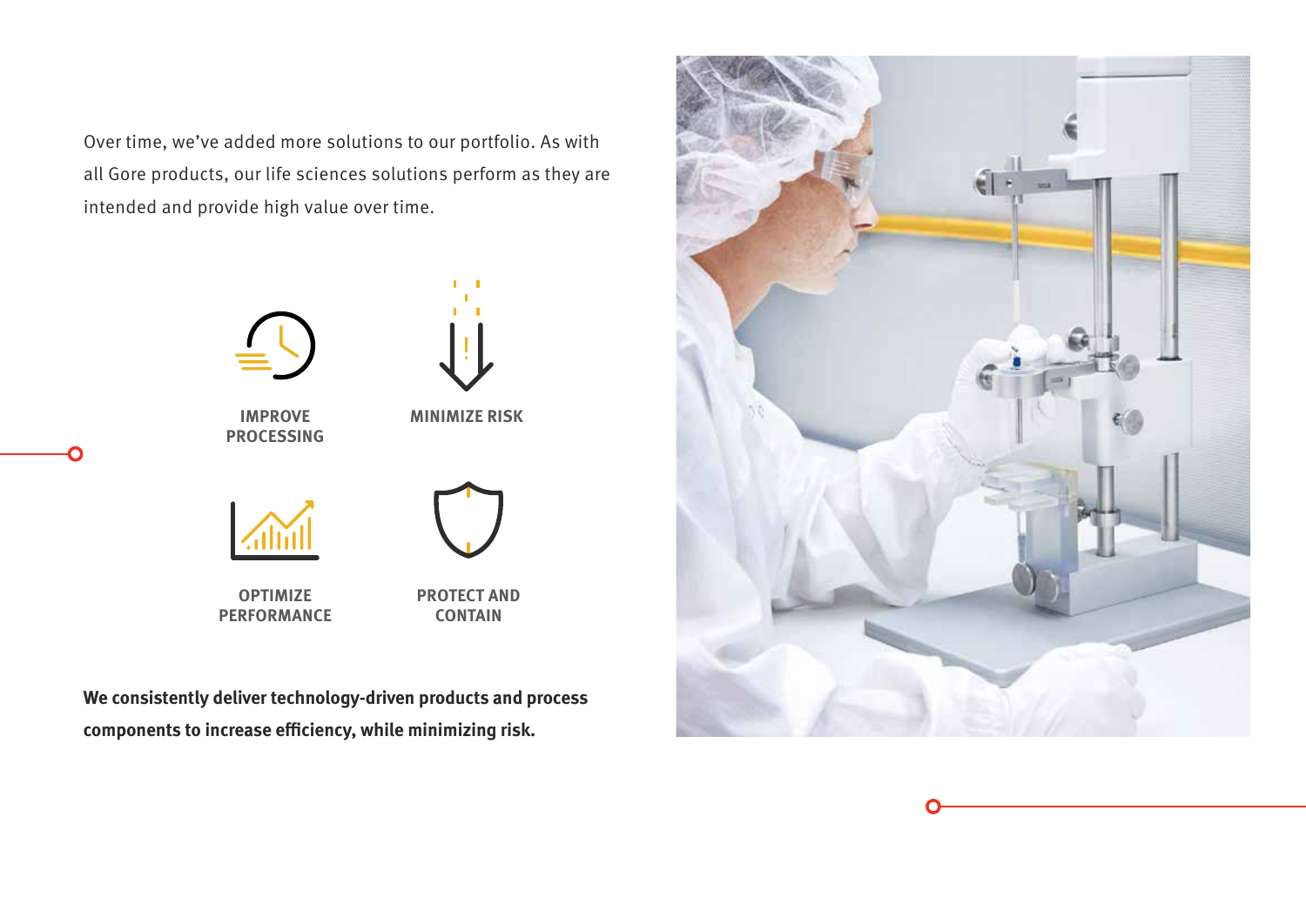Over time, we've added more solutions to our portfolio. As with all Gore products, our life sciences solutions perform as they are intended and provide high value over time.

IMPROVE PROCESSING

MINIMIZE RISK

OPTIMIZE PERFORMANCE

PROTECT AND CONTAIN

**We consistently deliver technology-driven products and process components to increase efficiency, while minimizing risk.**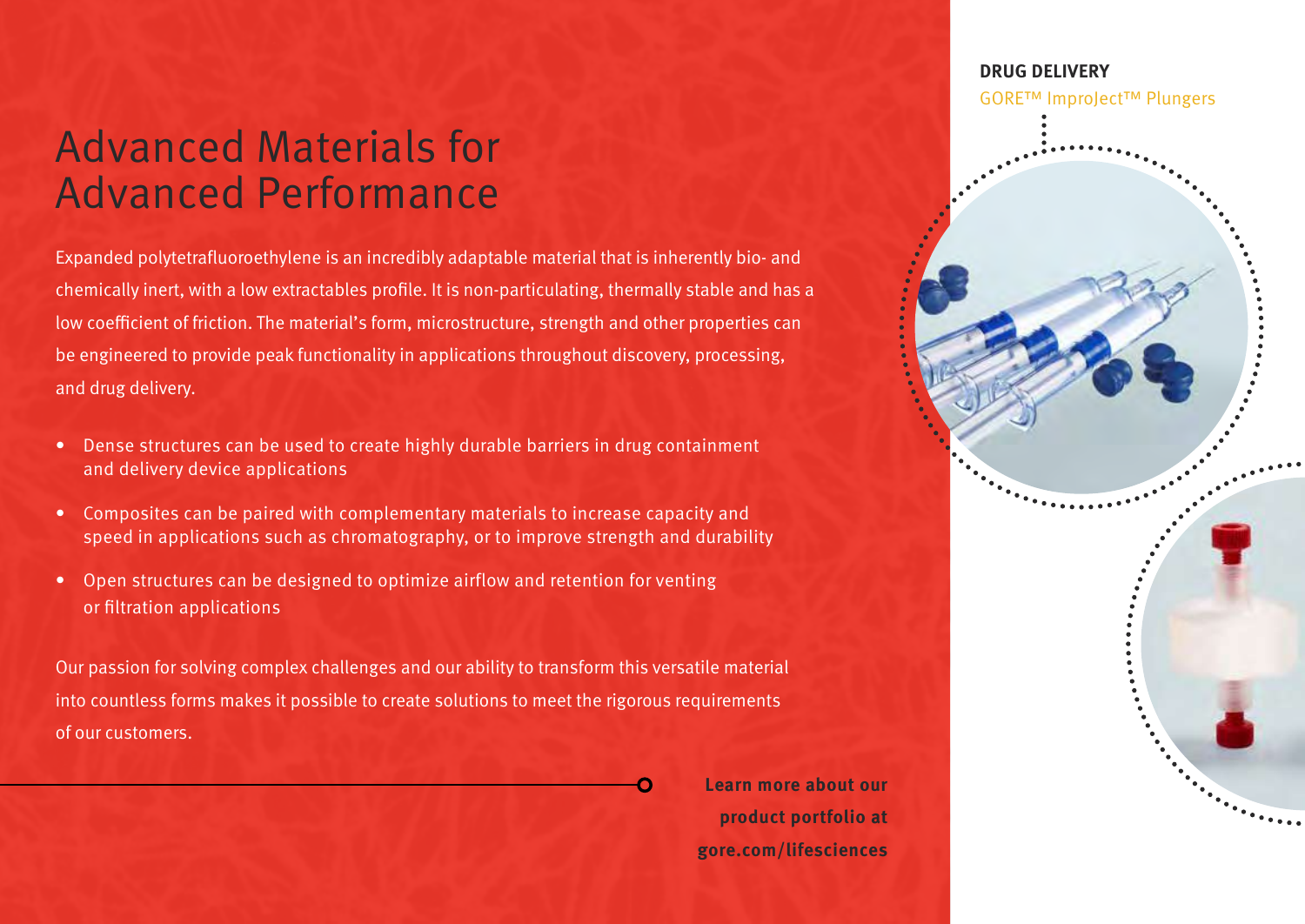# Advanced Materials for Advanced Performance

Expanded polytetrafluoroethylene is an incredibly adaptable material that is inherently bio- and chemically inert, with a low extractables profile. It is non-particulating, thermally stable and has a low coefficient of friction. The material's form, microstructure, strength and other properties can be engineered to provide peak functionality in applications throughout discovery, processing, and drug delivery.

- Dense structures can be used to create highly durable barriers in drug containment and delivery device applications
- Composites can be paired with complementary materials to increase capacity and speed in applications such as chromatography, or to improve strength and durability
- Open structures can be designed to optimize airflow and retention for venting or filtration applications

Our passion for solving complex challenges and our ability to transform this versatile material into countless forms makes it possible to create solutions to meet the rigorous requirements of our customers.

**Learn more about our product portfolio at gore.com/lifesciences**

**DRUG DELIVERY**

GORE™ ImproJect™ Plungers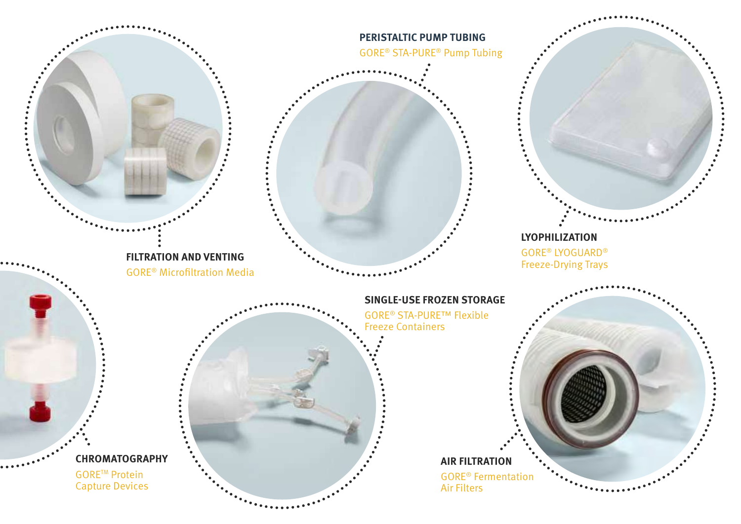**FILTRATION AND VENTING**
GORE® Microfiltration Media

**PERISTALTIC PUMP TUBING**
GORE® STA-PURE® Pump Tubing

**LYOPHILIZATION**
GORE® LYOGUARD® Freeze-Drying Trays

**CHROMATOGRAPHY**
GORE™ Protein Capture Devices

**SINGLE-USE FROZEN STORAGE**
GORE® STA-PURE™ Flexible Freeze Containers

**AIR FILTRATION**
GORE® Fermentation Air Filters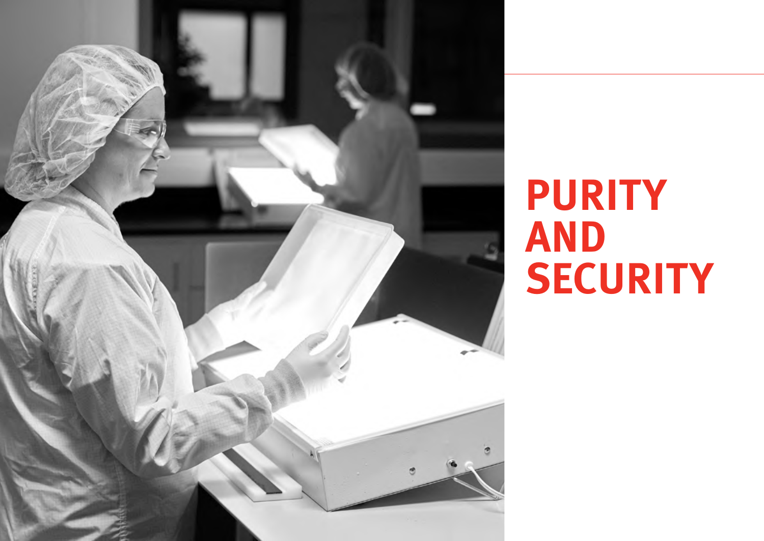# PURITY AND SECURITY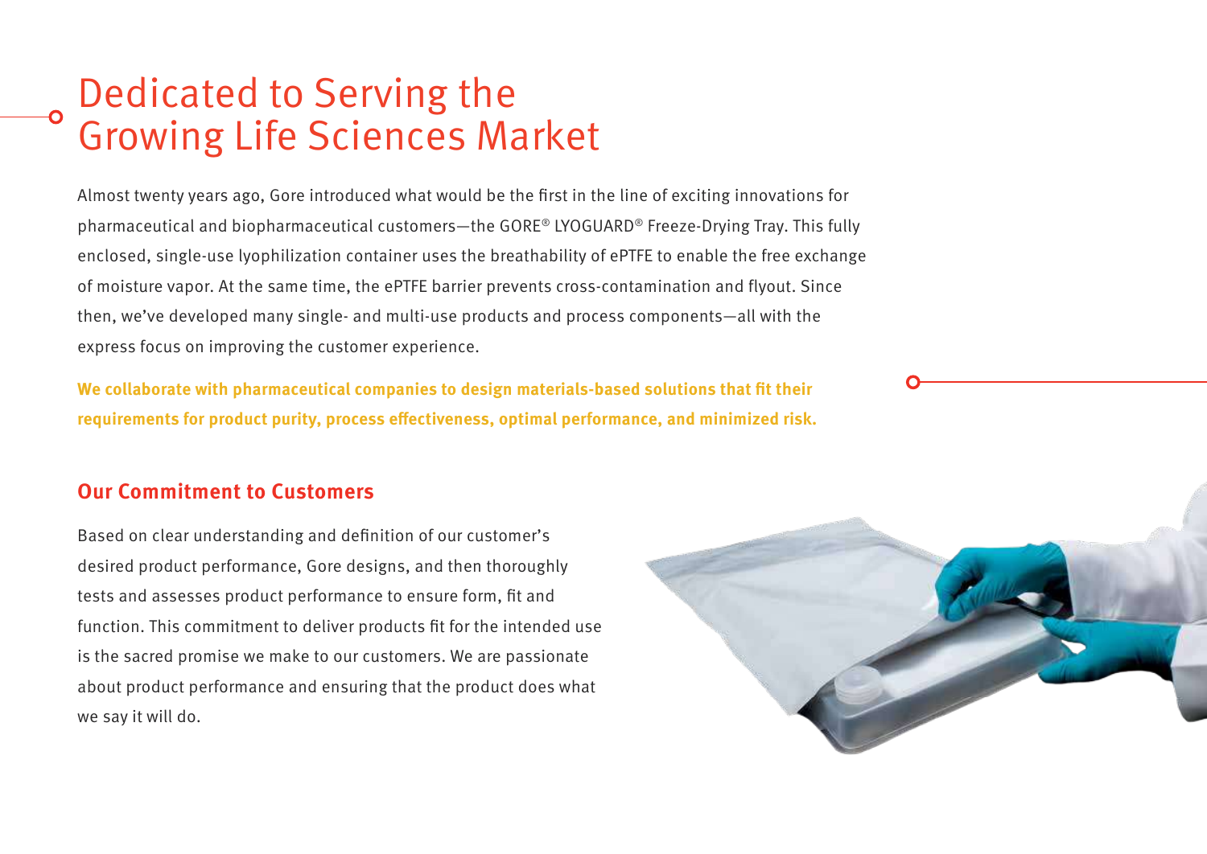# Dedicated to Serving the Growing Life Sciences Market

Almost twenty years ago, Gore introduced what would be the first in the line of exciting innovations for pharmaceutical and biopharmaceutical customers—the GORE® LYOGUARD® Freeze-Drying Tray. This fully enclosed, single-use lyophilization container uses the breathability of ePTFE to enable the free exchange of moisture vapor. At the same time, the ePTFE barrier prevents cross-contamination and flyout. Since then, we've developed many single- and multi-use products and process components—all with the express focus on improving the customer experience.

**We collaborate with pharmaceutical companies to design materials-based solutions that fit their requirements for product purity, process effectiveness, optimal performance, and minimized risk.**

## Our Commitment to Customers

Based on clear understanding and definition of our customer's desired product performance, Gore designs, and then thoroughly tests and assesses product performance to ensure form, fit and function. This commitment to deliver products fit for the intended use is the sacred promise we make to our customers. We are passionate about product performance and ensuring that the product does what we say it will do.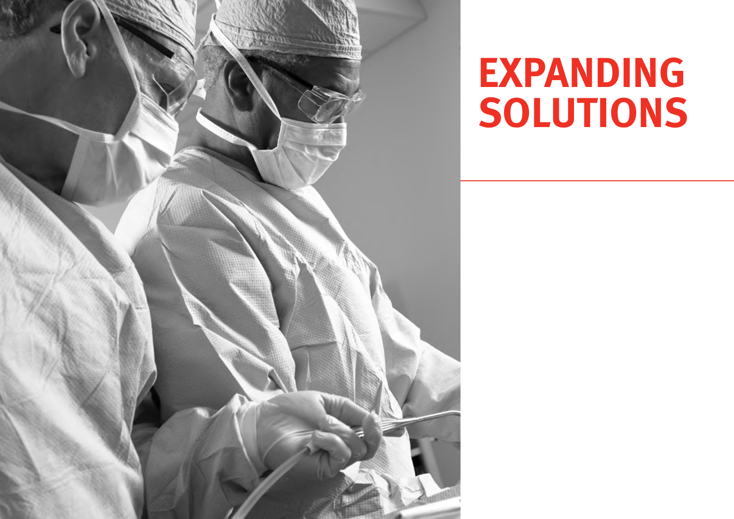# EXPANDING SOLUTIONS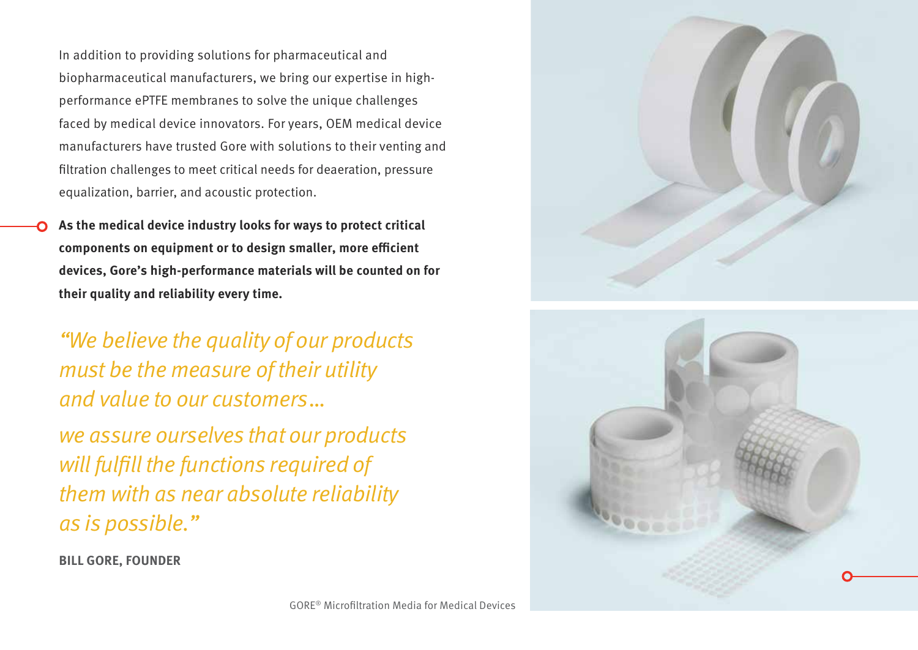In addition to providing solutions for pharmaceutical and biopharmaceutical manufacturers, we bring our expertise in high-performance ePTFE membranes to solve the unique challenges faced by medical device innovators. For years, OEM medical device manufacturers have trusted Gore with solutions to their venting and filtration challenges to meet critical needs for deaeration, pressure equalization, barrier, and acoustic protection.

**As the medical device industry looks for ways to protect critical components on equipment or to design smaller, more efficient devices, Gore's high-performance materials will be counted on for their quality and reliability every time.**

*"We believe the quality of our products must be the measure of their utility and value to our customers...*

*we assure ourselves that our products will fulfill the functions required of them with as near absolute reliability as is possible."*

**BILL GORE, FOUNDER**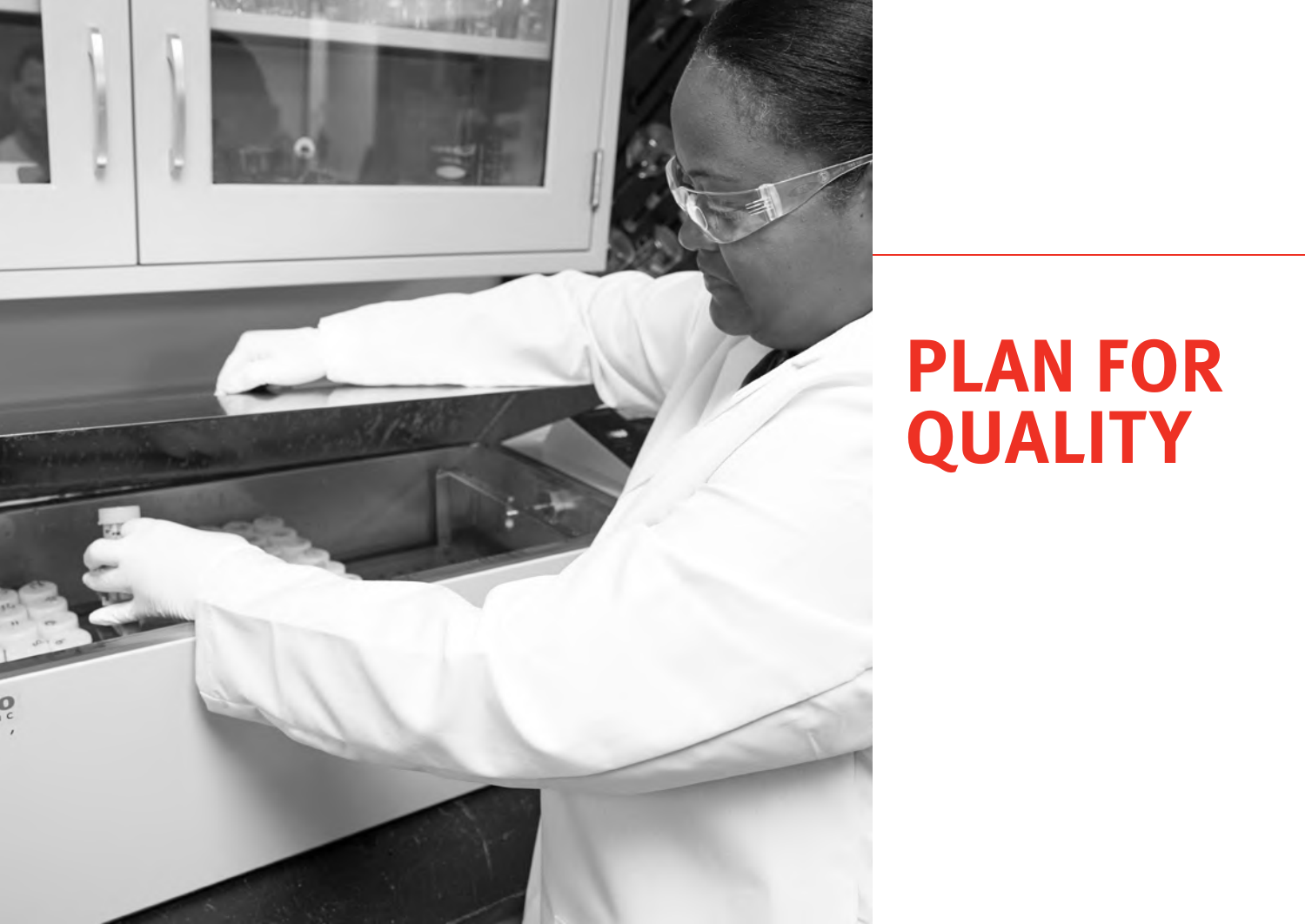# PLAN FOR QUALITY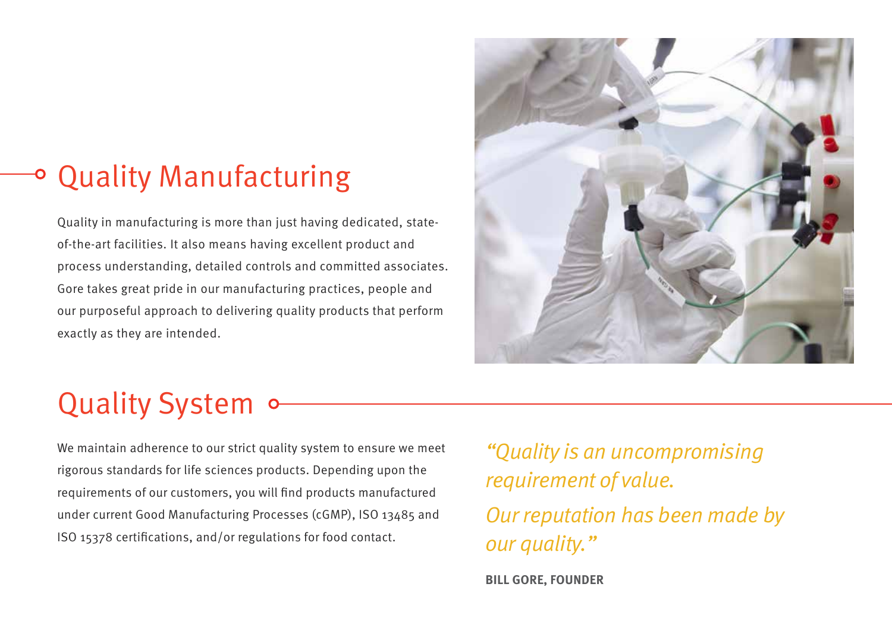## Quality Manufacturing

Quality in manufacturing is more than just having dedicated, state-of-the-art facilities. It also means having excellent product and process understanding, detailed controls and committed associates. Gore takes great pride in our manufacturing practices, people and our purposeful approach to delivering quality products that perform exactly as they are intended.

## Quality System

We maintain adherence to our strict quality system to ensure we meet rigorous standards for life sciences products. Depending upon the requirements of our customers, you will find products manufactured under current Good Manufacturing Processes (cGMP), ISO 13485 and ISO 15378 certifications, and/or regulations for food contact.

*"Quality is an uncompromising requirement of value.*

*Our reputation has been made by our quality."*

**BILL GORE, FOUNDER**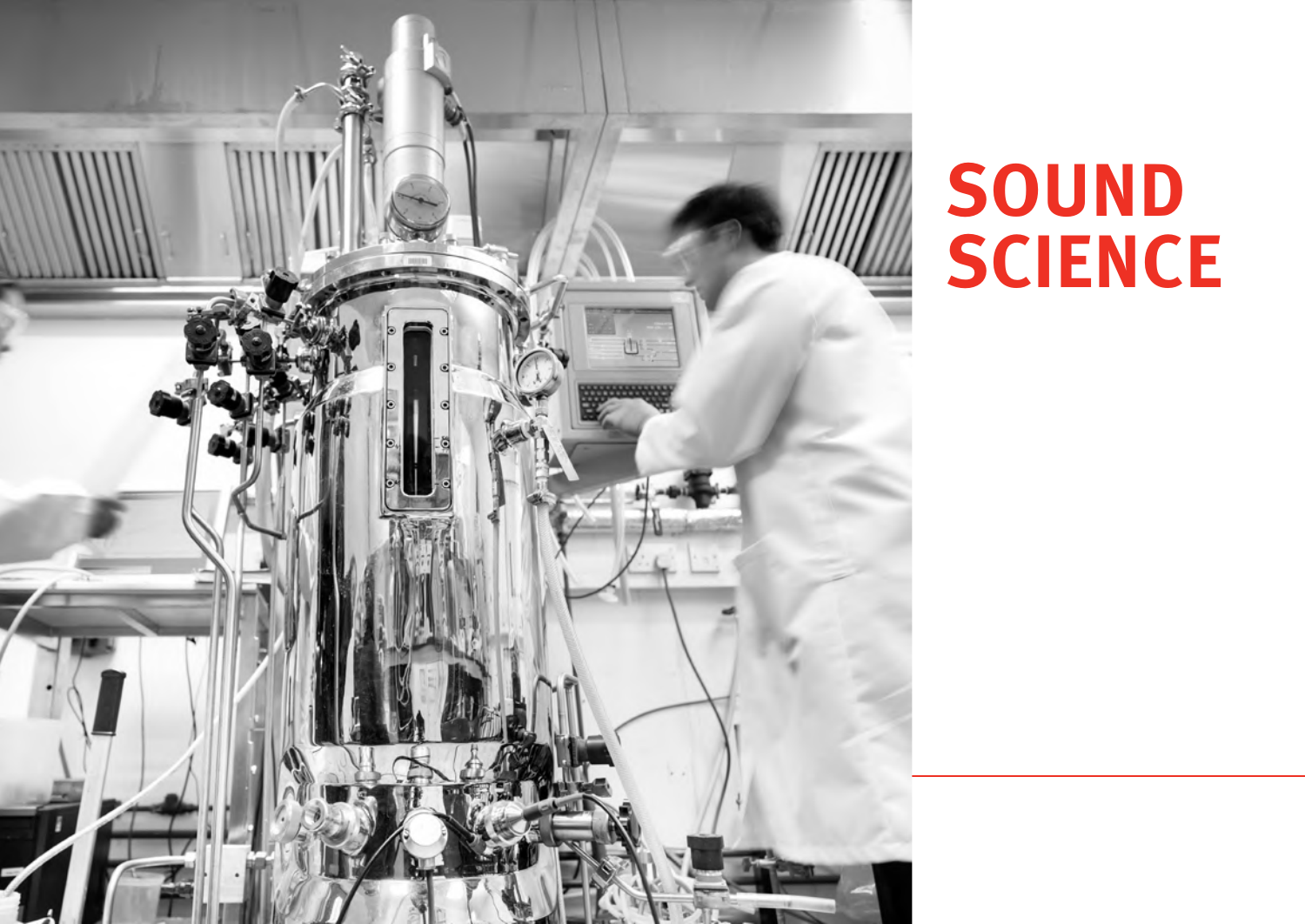# SOUND SCIENCE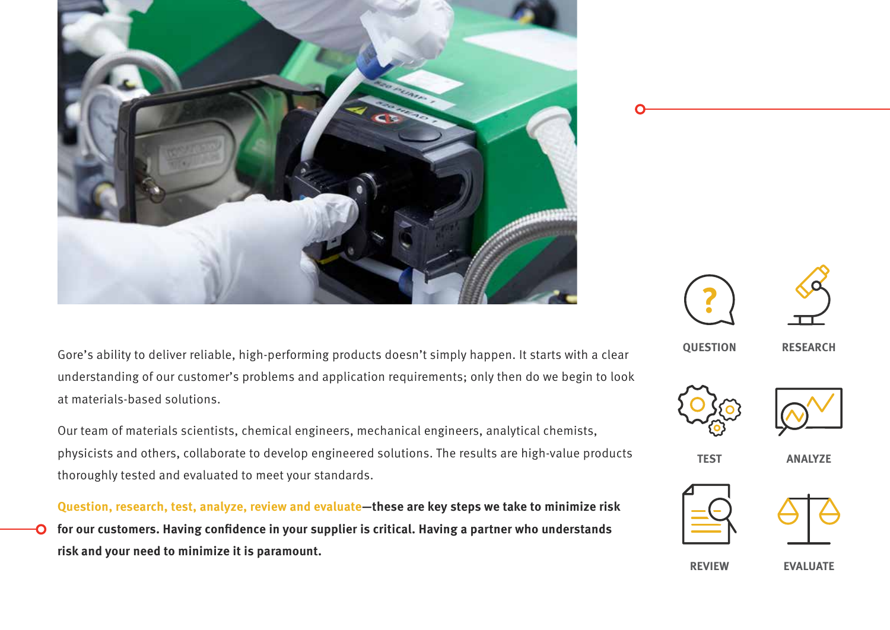Gore's ability to deliver reliable, high-performing products doesn't simply happen. It starts with a clear understanding of our customer's problems and application requirements; only then do we begin to look at materials-based solutions.

Our team of materials scientists, chemical engineers, mechanical engineers, analytical chemists, physicists and others, collaborate to develop engineered solutions. The results are high-value products thoroughly tested and evaluated to meet your standards.

**Question, research, test, analyze, review and evaluate—these are key steps we take to minimize risk for our customers. Having confidence in your supplier is critical. Having a partner who understands risk and your need to minimize it is paramount.**

QUESTION

RESEARCH

TEST

ANALYZE

REVIEW

EVALUATE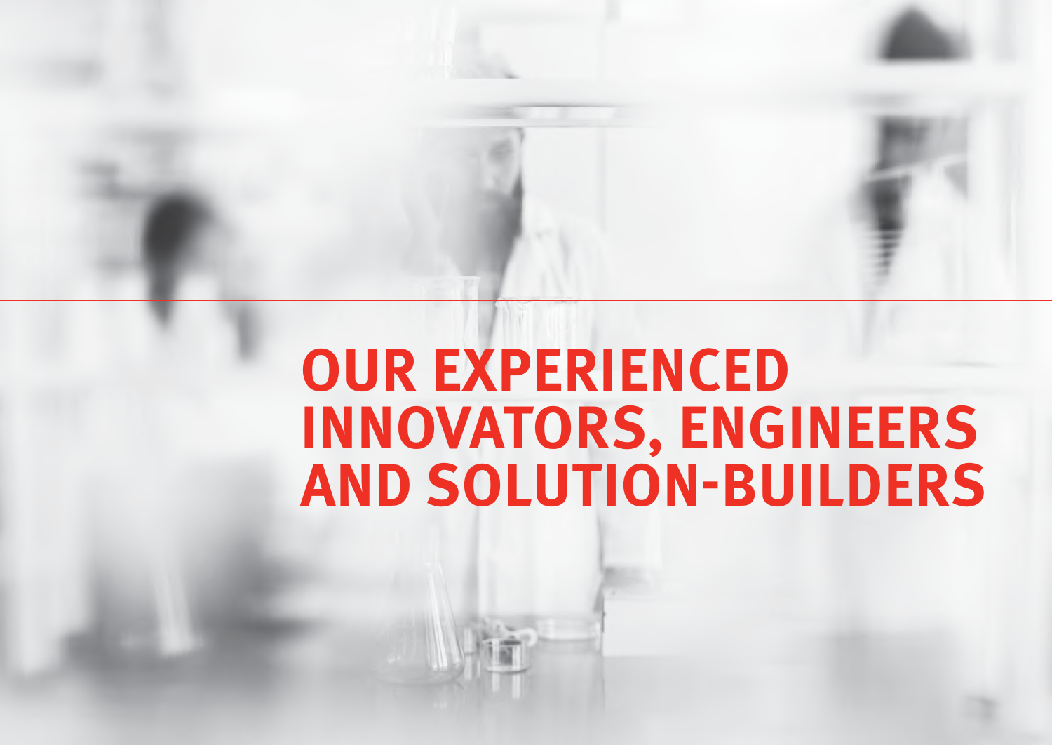# OUR EXPERIENCED INNOVATORS, ENGINEERS AND SOLUTION-BUILDERS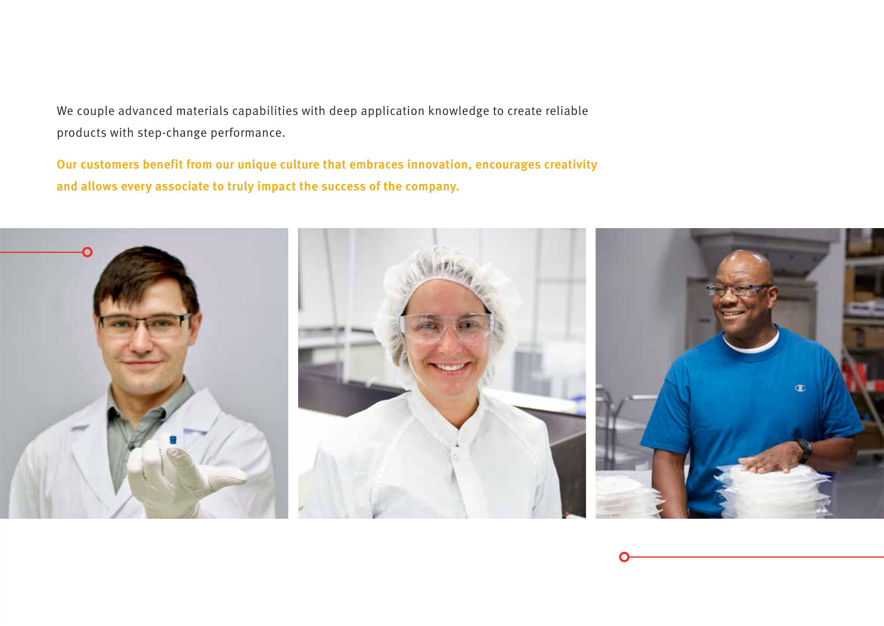We couple advanced materials capabilities with deep application knowledge to create reliable products with step-change performance.

**Our customers benefit from our unique culture that embraces innovation, encourages creativity and allows every associate to truly impact the success of the company.**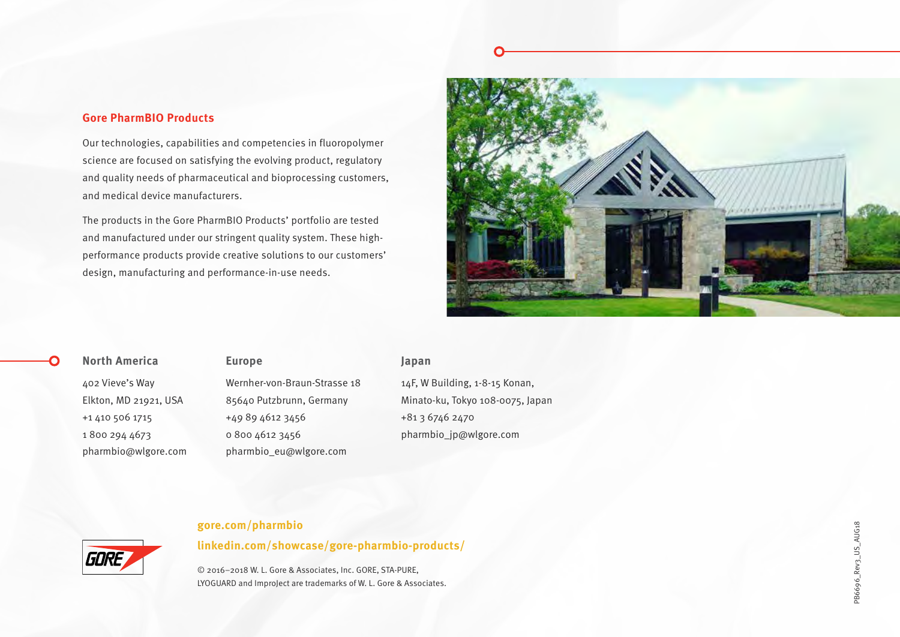## Gore PharmBIO Products

Our technologies, capabilities and competencies in fluoropolymer science are focused on satisfying the evolving product, regulatory and quality needs of pharmaceutical and bioprocessing customers, and medical device manufacturers.

The products in the Gore PharmBIO Products' portfolio are tested and manufactured under our stringent quality system. These high-performance products provide creative solutions to our customers' design, manufacturing and performance-in-use needs.

### North America

402 Vieve's Way
Elkton, MD 21921, USA
+1 410 506 1715
1 800 294 4673
pharmbio@wlgore.com

### Europe

Wernher-von-Braun-Strasse 18
85640 Putzbrunn, Germany
+49 89 4612 3456
0 800 4612 3456
pharmbio_eu@wlgore.com

### Japan

14F, W Building, 1-8-15 Konan,
Minato-ku, Tokyo 108-0075, Japan
+81 3 6746 2470
pharmbio_jp@wlgore.com

**gore.com/pharmbio**

**linkedin.com/showcase/gore-pharmbio-products/**

© 2016–2018 W. L. Gore & Associates, Inc. GORE, STA-PURE, LYOGUARD and ImproJect are trademarks of W. L. Gore & Associates.

PB6696_Rev3_US_AUG18